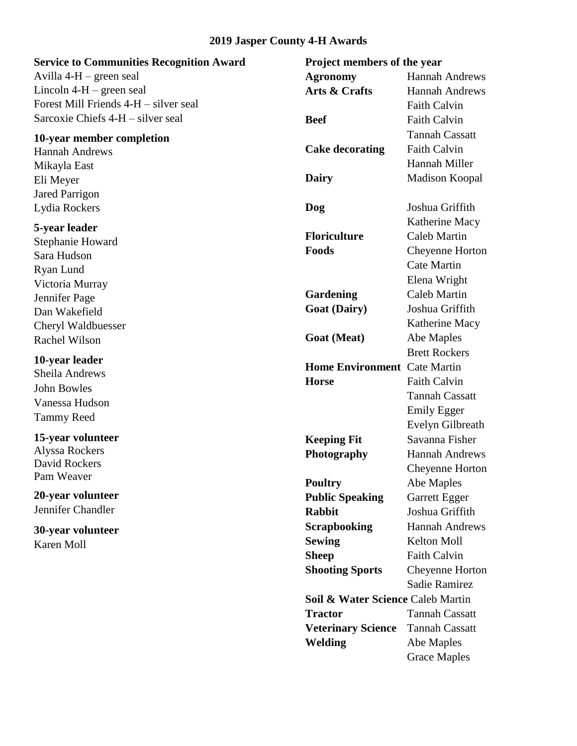# 2019 Jasper County 4-H Awards

**Service to Communities Recognition Award**

Avilla 4-H – green seal
Lincoln 4-H – green seal
Forest Mill Friends 4-H – silver seal
Sarcoxie Chiefs 4-H – silver seal

**10-year member completion**

Hannah Andrews
Mikayla East
Eli Meyer
Jared Parrigon
Lydia Rockers

**5-year leader**

Stephanie Howard
Sara Hudson
Ryan Lund
Victoria Murray
Jennifer Page
Dan Wakefield
Cheryl Waldbuesser
Rachel Wilson

**10-year leader**

Sheila Andrews
John Bowles
Vanessa Hudson
Tammy Reed

**15-year volunteer**

Alyssa Rockers
David Rockers
Pam Weaver

**20-year volunteer**

Jennifer Chandler

**30-year volunteer**

Karen Moll

**Project members of the year**

| Project | Members |
|---|---|
| **Agronomy** | Hannah Andrews |
| **Arts & Crafts** | Hannah Andrews<br>Faith Calvin |
| **Beef** | Faith Calvin<br>Tannah Cassatt |
| **Cake decorating** | Faith Calvin<br>Hannah Miller |
| **Dairy** | Madison Koopal |
| **Dog** | Joshua Griffith<br>Katherine Macy |
| **Floriculture** | Caleb Martin |
| **Foods** | Cheyenne Horton<br>Cate Martin<br>Elena Wright |
| **Gardening** | Caleb Martin |
| **Goat (Dairy)** | Joshua Griffith<br>Katherine Macy |
| **Goat (Meat)** | Abe Maples<br>Brett Rockers |
| **Home Environment** | Cate Martin |
| **Horse** | Faith Calvin<br>Tannah Cassatt<br>Emily Egger<br>Evelyn Gilbreath |
| **Keeping Fit** | Savanna Fisher |
| **Photography** | Hannah Andrews<br>Cheyenne Horton |
| **Poultry** | Abe Maples |
| **Public Speaking** | Garrett Egger |
| **Rabbit** | Joshua Griffith |
| **Scrapbooking** | Hannah Andrews |
| **Sewing** | Kelton Moll |
| **Sheep** | Faith Calvin |
| **Shooting Sports** | Cheyenne Horton<br>Sadie Ramirez |
| **Soil & Water Science** | Caleb Martin |
| **Tractor** | Tannah Cassatt |
| **Veterinary Science** | Tannah Cassatt |
| **Welding** | Abe Maples<br>Grace Maples |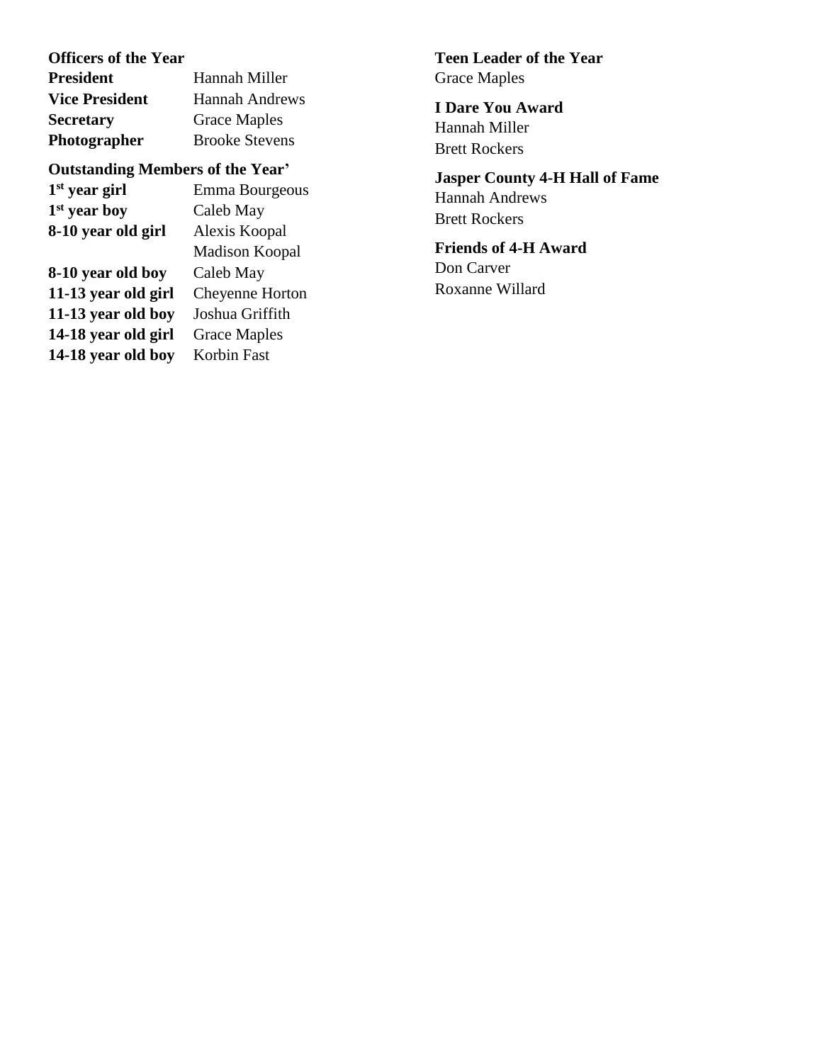**Officers of the Year**

| | |
|---|---|
| **President** | Hannah Miller |
| **Vice President** | Hannah Andrews |
| **Secretary** | Grace Maples |
| **Photographer** | Brooke Stevens |

**Outstanding Members of the Year'**

| | |
|---|---|
| **1st year girl** | Emma Bourgeous |
| **1st year boy** | Caleb May |
| **8-10 year old girl** | Alexis Koopal |
| | Madison Koopal |
| **8-10 year old boy** | Caleb May |
| **11-13 year old girl** | Cheyenne Horton |
| **11-13 year old boy** | Joshua Griffith |
| **14-18 year old girl** | Grace Maples |
| **14-18 year old boy** | Korbin Fast |

**Teen Leader of the Year**

Grace Maples

**I Dare You Award**

Hannah Miller

Brett Rockers

**Jasper County 4-H Hall of Fame**

Hannah Andrews

Brett Rockers

**Friends of 4-H Award**

Don Carver

Roxanne Willard